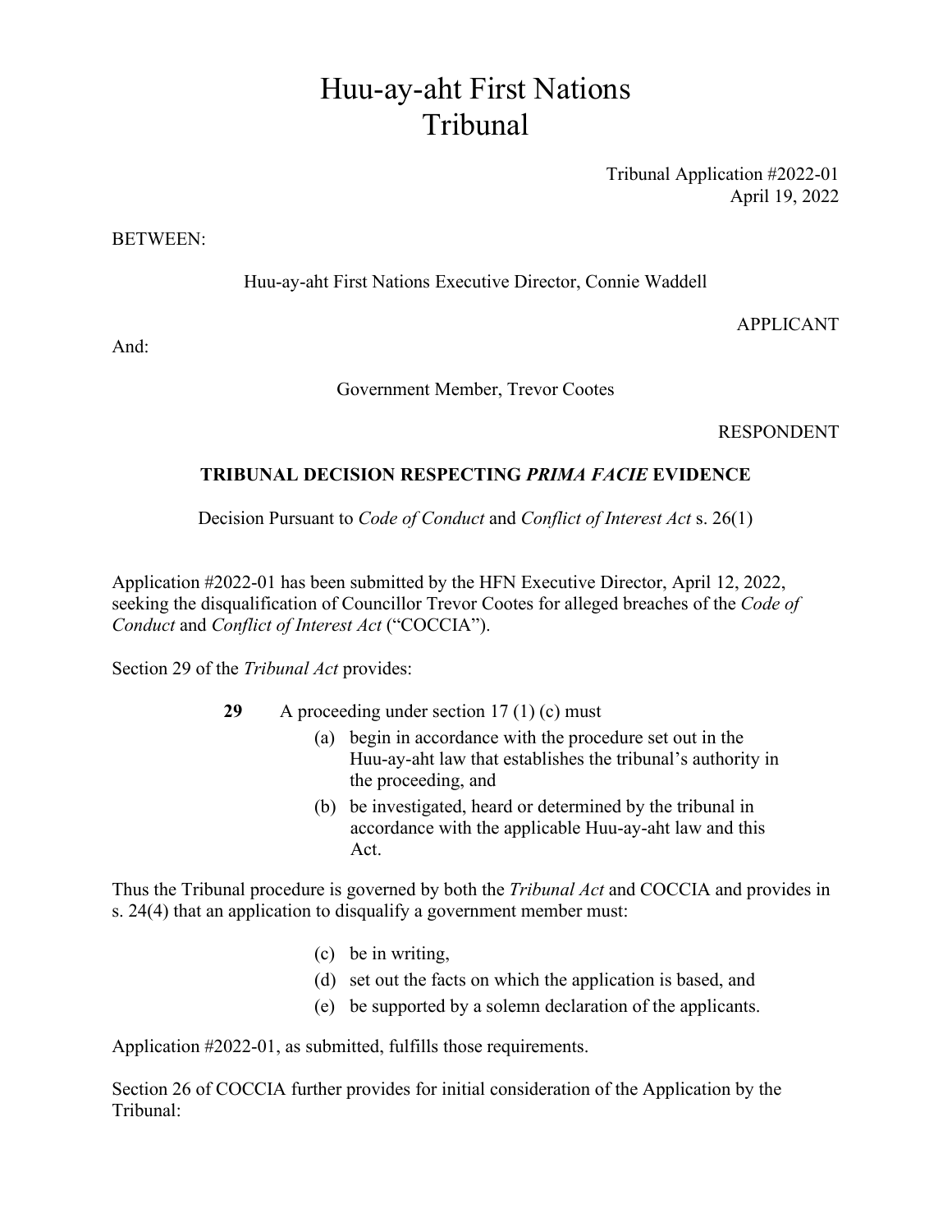# Huu-ay-aht First Nations Tribunal

Tribunal Application #2022-01
April 19, 2022

BETWEEN:

Huu-ay-aht First Nations Executive Director, Connie Waddell

APPLICANT

And:

Government Member, Trevor Cootes

RESPONDENT

**TRIBUNAL DECISION RESPECTING *PRIMA FACIE* EVIDENCE**

Decision Pursuant to *Code of Conduct* and *Conflict of Interest Act* s. 26(1)

Application #2022-01 has been submitted by the HFN Executive Director, April 12, 2022, seeking the disqualification of Councillor Trevor Cootes for alleged breaches of the *Code of Conduct* and *Conflict of Interest Act* ("COCCIA").

Section 29 of the *Tribunal Act* provides:

> **29** A proceeding under section 17 (1) (c) must
>
> (a) begin in accordance with the procedure set out in the Huu-ay-aht law that establishes the tribunal's authority in the proceeding, and
>
> (b) be investigated, heard or determined by the tribunal in accordance with the applicable Huu-ay-aht law and this Act.

Thus the Tribunal procedure is governed by both the *Tribunal Act* and COCCIA and provides in s. 24(4) that an application to disqualify a government member must:

> (c) be in writing,
>
> (d) set out the facts on which the application is based, and
>
> (e) be supported by a solemn declaration of the applicants.

Application #2022-01, as submitted, fulfills those requirements.

Section 26 of COCCIA further provides for initial consideration of the Application by the Tribunal: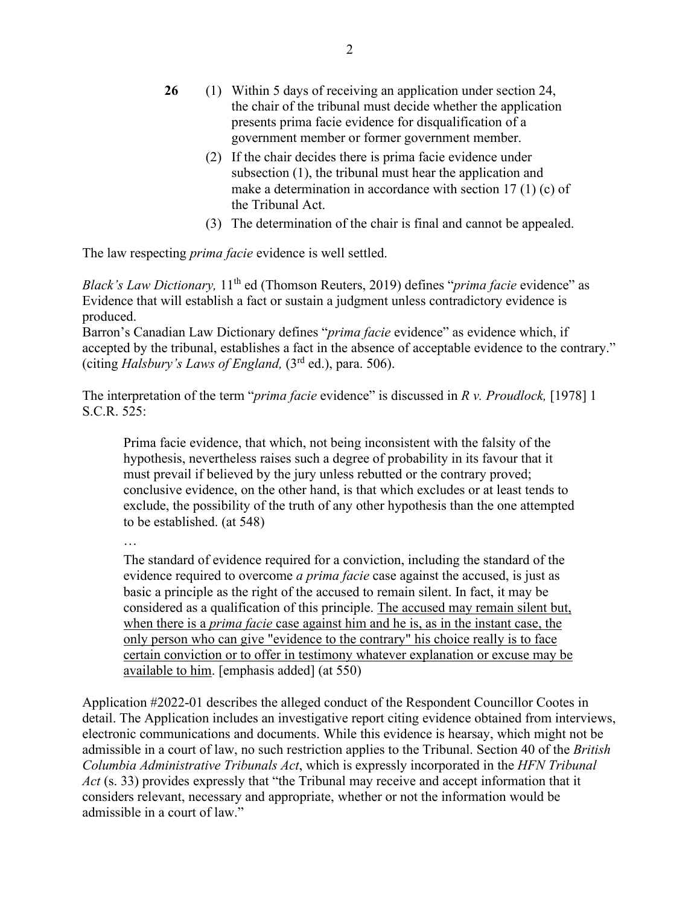**26** (1) Within 5 days of receiving an application under section 24, the chair of the tribunal must decide whether the application presents prima facie evidence for disqualification of a government member or former government member.

(2) If the chair decides there is prima facie evidence under subsection (1), the tribunal must hear the application and make a determination in accordance with section 17 (1) (c) of the Tribunal Act.

(3) The determination of the chair is final and cannot be appealed.

The law respecting *prima facie* evidence is well settled.

*Black's Law Dictionary,* 11th ed (Thomson Reuters, 2019) defines "*prima facie* evidence" as Evidence that will establish a fact or sustain a judgment unless contradictory evidence is produced.
Barron's Canadian Law Dictionary defines "*prima facie* evidence" as evidence which, if accepted by the tribunal, establishes a fact in the absence of acceptable evidence to the contrary." (citing *Halsbury's Laws of England,* (3rd ed.), para. 506).

The interpretation of the term "*prima facie* evidence" is discussed in *R v. Proudlock,* [1978] 1 S.C.R. 525:

> Prima facie evidence, that which, not being inconsistent with the falsity of the hypothesis, nevertheless raises such a degree of probability in its favour that it must prevail if believed by the jury unless rebutted or the contrary proved; conclusive evidence, on the other hand, is that which excludes or at least tends to exclude, the possibility of the truth of any other hypothesis than the one attempted to be established. (at 548)
>
> …
>
> The standard of evidence required for a conviction, including the standard of the evidence required to overcome *a prima facie* case against the accused, is just as basic a principle as the right of the accused to remain silent. In fact, it may be considered as a qualification of this principle. <u>The accused may remain silent but, when there is a *prima facie* case against him and he is, as in the instant case, the only person who can give "evidence to the contrary" his choice really is to face certain conviction or to offer in testimony whatever explanation or excuse may be available to him</u>. [emphasis added] (at 550)

Application #2022-01 describes the alleged conduct of the Respondent Councillor Cootes in detail. The Application includes an investigative report citing evidence obtained from interviews, electronic communications and documents. While this evidence is hearsay, which might not be admissible in a court of law, no such restriction applies to the Tribunal. Section 40 of the *British Columbia Administrative Tribunals Act*, which is expressly incorporated in the *HFN Tribunal Act* (s. 33) provides expressly that "the Tribunal may receive and accept information that it considers relevant, necessary and appropriate, whether or not the information would be admissible in a court of law."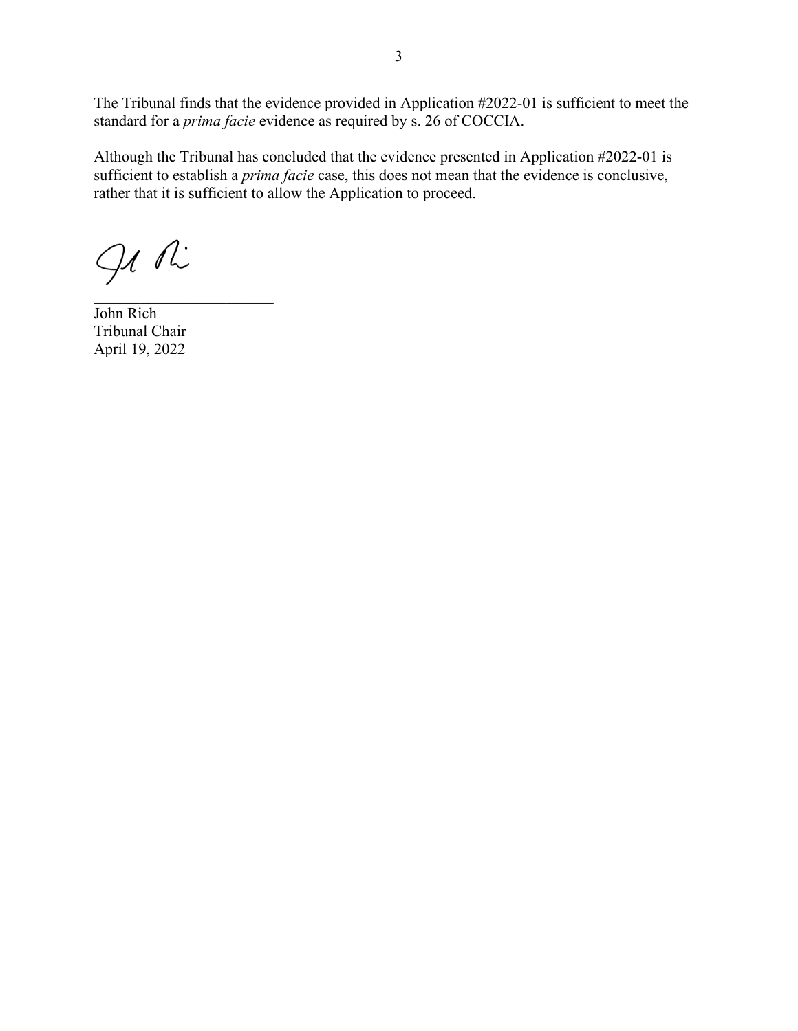The Tribunal finds that the evidence provided in Application #2022-01 is sufficient to meet the standard for a *prima facie* evidence as required by s. 26 of COCCIA.

Although the Tribunal has concluded that the evidence presented in Application #2022-01 is sufficient to establish a *prima facie* case, this does not mean that the evidence is conclusive, rather that it is sufficient to allow the Application to proceed.

\_\_\_\_\_\_\_\_\_\_\_\_\_\_\_\_\_\_\_\_\_\_\_\_

John Rich
Tribunal Chair
April 19, 2022